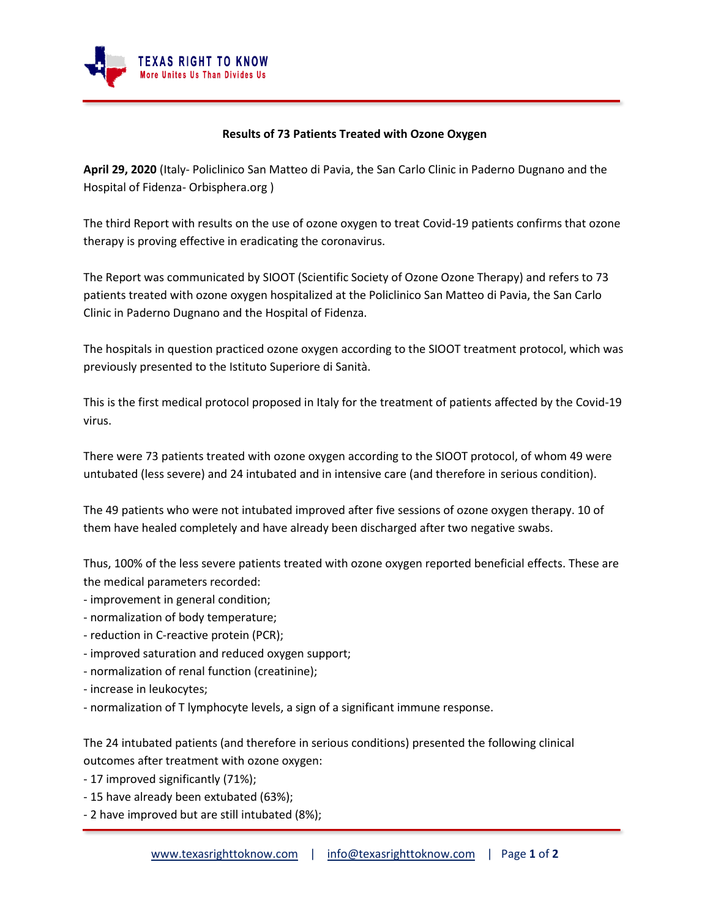**Results of 73 Patients Treated with Ozone Oxygen**

**April 29, 2020** (Italy- Policlinico San Matteo di Pavia, the San Carlo Clinic in Paderno Dugnano and the Hospital of Fidenza- Orbisphera.org )

The third Report with results on the use of ozone oxygen to treat Covid-19 patients confirms that ozone therapy is proving effective in eradicating the coronavirus.

The Report was communicated by SIOOT (Scientific Society of Ozone Ozone Therapy) and refers to 73 patients treated with ozone oxygen hospitalized at the Policlinico San Matteo di Pavia, the San Carlo Clinic in Paderno Dugnano and the Hospital of Fidenza.

The hospitals in question practiced ozone oxygen according to the SIOOT treatment protocol, which was previously presented to the Istituto Superiore di Sanità.

This is the first medical protocol proposed in Italy for the treatment of patients affected by the Covid-19 virus.

There were 73 patients treated with ozone oxygen according to the SIOOT protocol, of whom 49 were untubated (less severe) and 24 intubated and in intensive care (and therefore in serious condition).

The 49 patients who were not intubated improved after five sessions of ozone oxygen therapy. 10 of them have healed completely and have already been discharged after two negative swabs.

Thus, 100% of the less severe patients treated with ozone oxygen reported beneficial effects. These are the medical parameters recorded:
- improvement in general condition;
- normalization of body temperature;
- reduction in C-reactive protein (PCR);
- improved saturation and reduced oxygen support;
- normalization of renal function (creatinine);
- increase in leukocytes;
- normalization of T lymphocyte levels, a sign of a significant immune response.

The 24 intubated patients (and therefore in serious conditions) presented the following clinical outcomes after treatment with ozone oxygen:
- 17 improved significantly (71%);
- 15 have already been extubated (63%);
- 2 have improved but are still intubated (8%);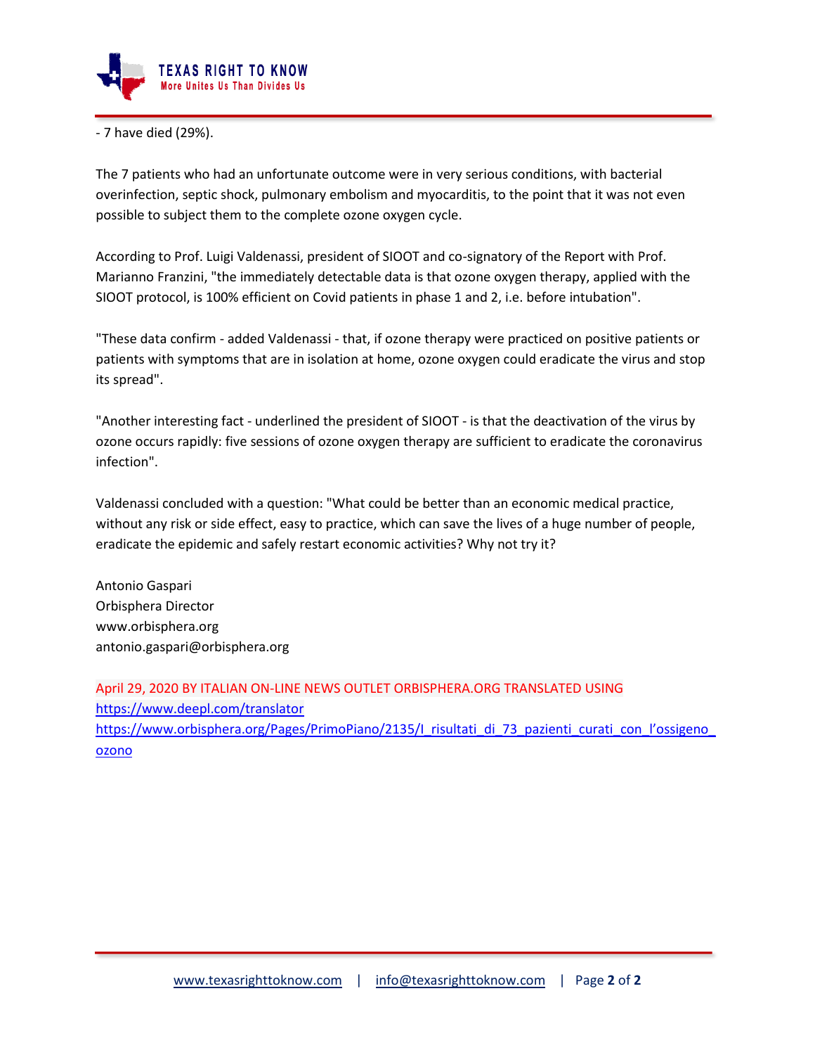- 7 have died (29%).

The 7 patients who had an unfortunate outcome were in very serious conditions, with bacterial overinfection, septic shock, pulmonary embolism and myocarditis, to the point that it was not even possible to subject them to the complete ozone oxygen cycle.

According to Prof. Luigi Valdenassi, president of SIOOT and co-signatory of the Report with Prof. Marianno Franzini, "the immediately detectable data is that ozone oxygen therapy, applied with the SIOOT protocol, is 100% efficient on Covid patients in phase 1 and 2, i.e. before intubation".

"These data confirm - added Valdenassi - that, if ozone therapy were practiced on positive patients or patients with symptoms that are in isolation at home, ozone oxygen could eradicate the virus and stop its spread".

"Another interesting fact - underlined the president of SIOOT - is that the deactivation of the virus by ozone occurs rapidly: five sessions of ozone oxygen therapy are sufficient to eradicate the coronavirus infection".

Valdenassi concluded with a question: "What could be better than an economic medical practice, without any risk or side effect, easy to practice, which can save the lives of a huge number of people, eradicate the epidemic and safely restart economic activities? Why not try it?

Antonio Gaspari
Orbisphera Director
www.orbisphera.org
antonio.gaspari@orbisphera.org

April 29, 2020 BY ITALIAN ON-LINE NEWS OUTLET ORBISPHERA.ORG TRANSLATED USING https://www.deepl.com/translator
https://www.orbisphera.org/Pages/PrimoPiano/2135/I_risultati_di_73_pazienti_curati_con_l’ossigeno_ozono